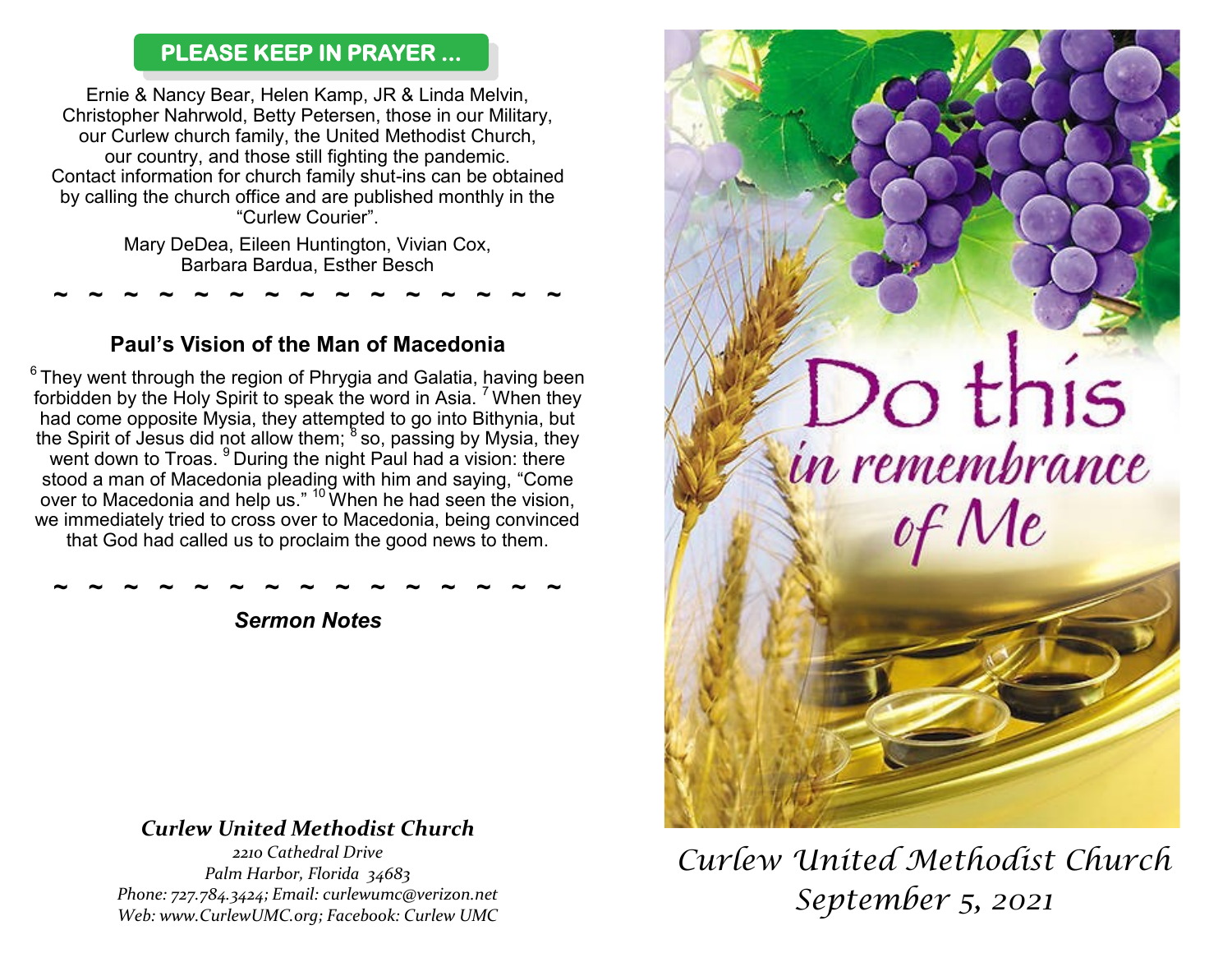## PLEASE KEEP IN PRAYER ...

Ernie & Nancy Bear, Helen Kamp, JR & Linda Melvin, Christopher Nahrwold, Betty Petersen, those in our Military, our Curlew church family, the United Methodist Church, our country, and those still fighting the pandemic. Contact information for church family shut-ins can be obtained by calling the church office and are published monthly in the "Curlew Courier".

Mary DeDea, Eileen Huntington, Vivian Cox, Barbara Bardua, Esther Besch

~ ~ ~ ~ ~ ~ ~ ~ ~ ~ ~ ~ ~ ~ ~

## Paul's Vision of the Man of Macedonia

[6] They went through the region of Phrygia and Galatia, having been forbidden by the Holy Spirit to speak the word in Asia. [7] When they had come opposite Mysia, they attempted to go into Bithynia, but the Spirit of Jesus did not allow them; [8] so, passing by Mysia, they went down to Troas. [9] During the night Paul had a vision: there stood a man of Macedonia pleading with him and saying, "Come over to Macedonia and help us." [10] When he had seen the vision, we immediately tried to cross over to Macedonia, being convinced that God had called us to proclaim the good news to them.

~ ~ ~ ~ ~ ~ ~ ~ ~ ~ ~ ~ ~ ~ ~

***Sermon Notes***

***Curlew United Methodist Church***

*2210 Cathedral Drive*
*Palm Harbor, Florida 34683*
*Phone: 727.784.3424; Email: curlewumc@verizon.net*
*Web: www.CurlewUMC.org; Facebook: Curlew UMC*

Do this *in remembrance of Me*

*Curlew United Methodist Church*
*September 5, 2021*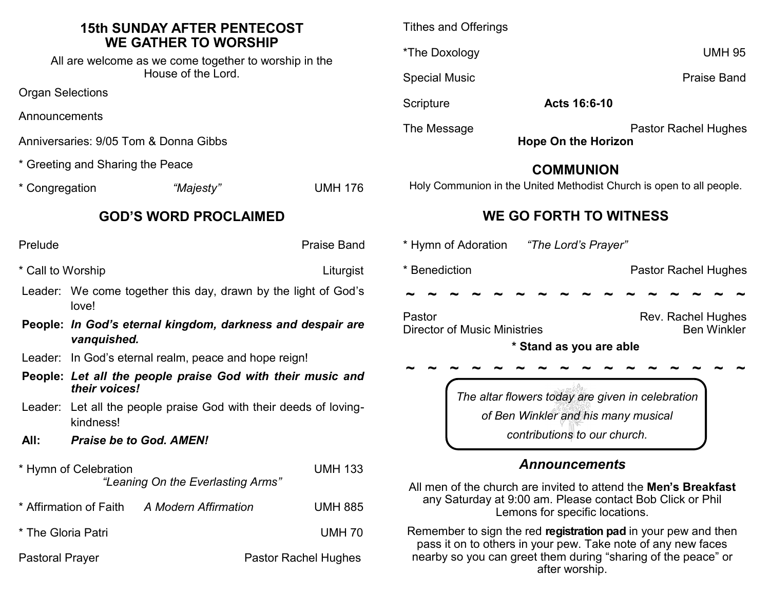## 15th SUNDAY AFTER PENTECOST
## WE GATHER TO WORSHIP

All are welcome as we come together to worship in the House of the Lord.

Organ Selections

Announcements

Anniversaries: 9/05 Tom & Donna Gibbs

* Greeting and Sharing the Peace

* Congregation *"Majesty"* UMH 176

## GOD'S WORD PROCLAIMED

Prelude Praise Band

* Call to Worship Liturgist

Leader: We come together this day, drawn by the light of God's love!

**People:** ***In God's eternal kingdom, darkness and despair are vanquished.***

Leader: In God's eternal realm, peace and hope reign!

**People:** ***Let all the people praise God with their music and their voices!***

Leader: Let all the people praise God with their deeds of loving-kindness!

**All:** ***Praise be to God. AMEN!***

* Hymn of Celebration UMH 133
*"Leaning On the Everlasting Arms"*

* Affirmation of Faith *A Modern Affirmation* UMH 885

* The Gloria Patri UMH 70

Pastoral Prayer Pastor Rachel Hughes

Tithes and Offerings

*The Doxology UMH 95

Special Music Praise Band

Scripture **Acts 16:6-10**

The Message Pastor Rachel Hughes
**Hope On the Horizon**

## COMMUNION

Holy Communion in the United Methodist Church is open to all people.

## WE GO FORTH TO WITNESS

* Hymn of Adoration *"The Lord's Prayer"*

* Benediction Pastor Rachel Hughes

~ ~ ~ ~ ~ ~ ~ ~ ~ ~ ~ ~ ~ ~ ~ ~

Pastor Rev. Rachel Hughes
Director of Music Ministries Ben Winkler

**\* Stand as you are able**

~ ~ ~ ~ ~ ~ ~ ~ ~ ~ ~ ~ ~ ~ ~ ~

*The altar flowers today are given in celebration of Ben Winkler and his many musical contributions to our church.*

### *Announcements*

All men of the church are invited to attend the **Men's Breakfast** any Saturday at 9:00 am. Please contact Bob Click or Phil Lemons for specific locations.

Remember to sign the red **registration pad** in your pew and then pass it on to others in your pew. Take note of any new faces nearby so you can greet them during "sharing of the peace" or after worship.